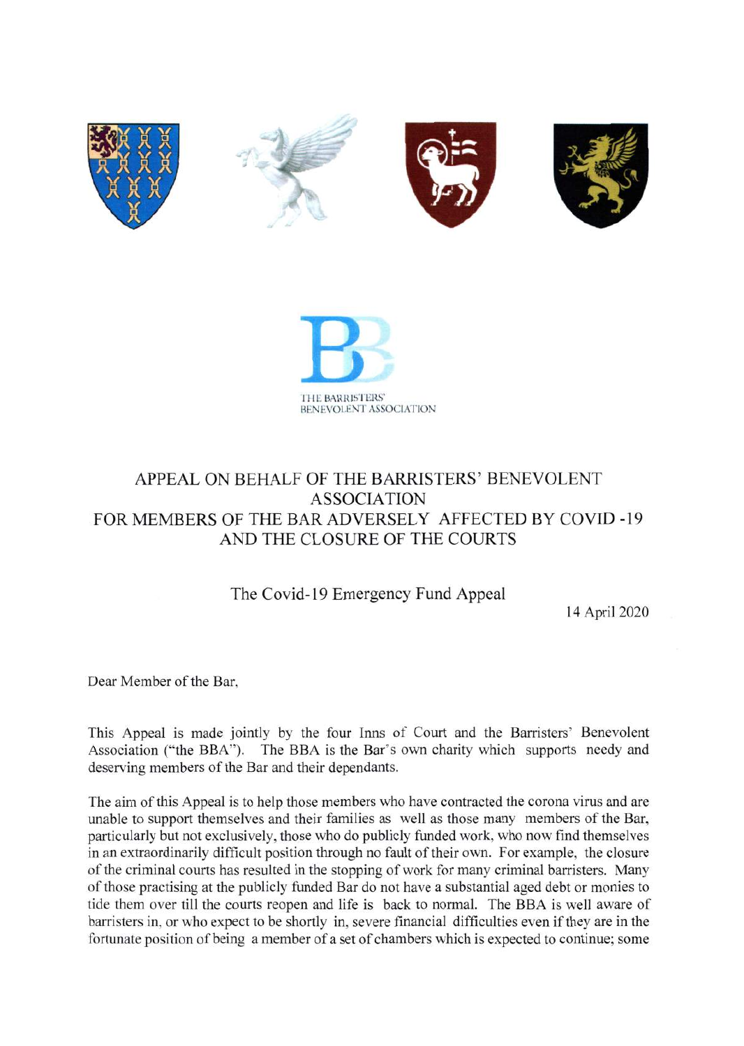THE BARRISTERS' BENEVOLENT ASSOCIATION

# APPEAL ON BEHALF OF THE BARRISTERS' BENEVOLENT ASSOCIATION FOR MEMBERS OF THE BAR ADVERSELY AFFECTED BY COVID -19 AND THE CLOSURE OF THE COURTS

## The Covid-19 Emergency Fund Appeal

14 April 2020

Dear Member of the Bar,

This Appeal is made jointly by the four Inns of Court and the Barristers' Benevolent Association ("the BBA"). The BBA is the Bar's own charity which supports needy and deserving members of the Bar and their dependants.

The aim of this Appeal is to help those members who have contracted the corona virus and are unable to support themselves and their families as well as those many members of the Bar, particularly but not exclusively, those who do publicly funded work, who now find themselves in an extraordinarily difficult position through no fault of their own. For example, the closure of the criminal courts has resulted in the stopping of work for many criminal barristers. Many of those practising at the publicly funded Bar do not have a substantial aged debt or monies to tide them over till the courts reopen and life is back to normal. The BBA is well aware of barristers in, or who expect to be shortly in, severe financial difficulties even if they are in the fortunate position of being a member of a set of chambers which is expected to continue; some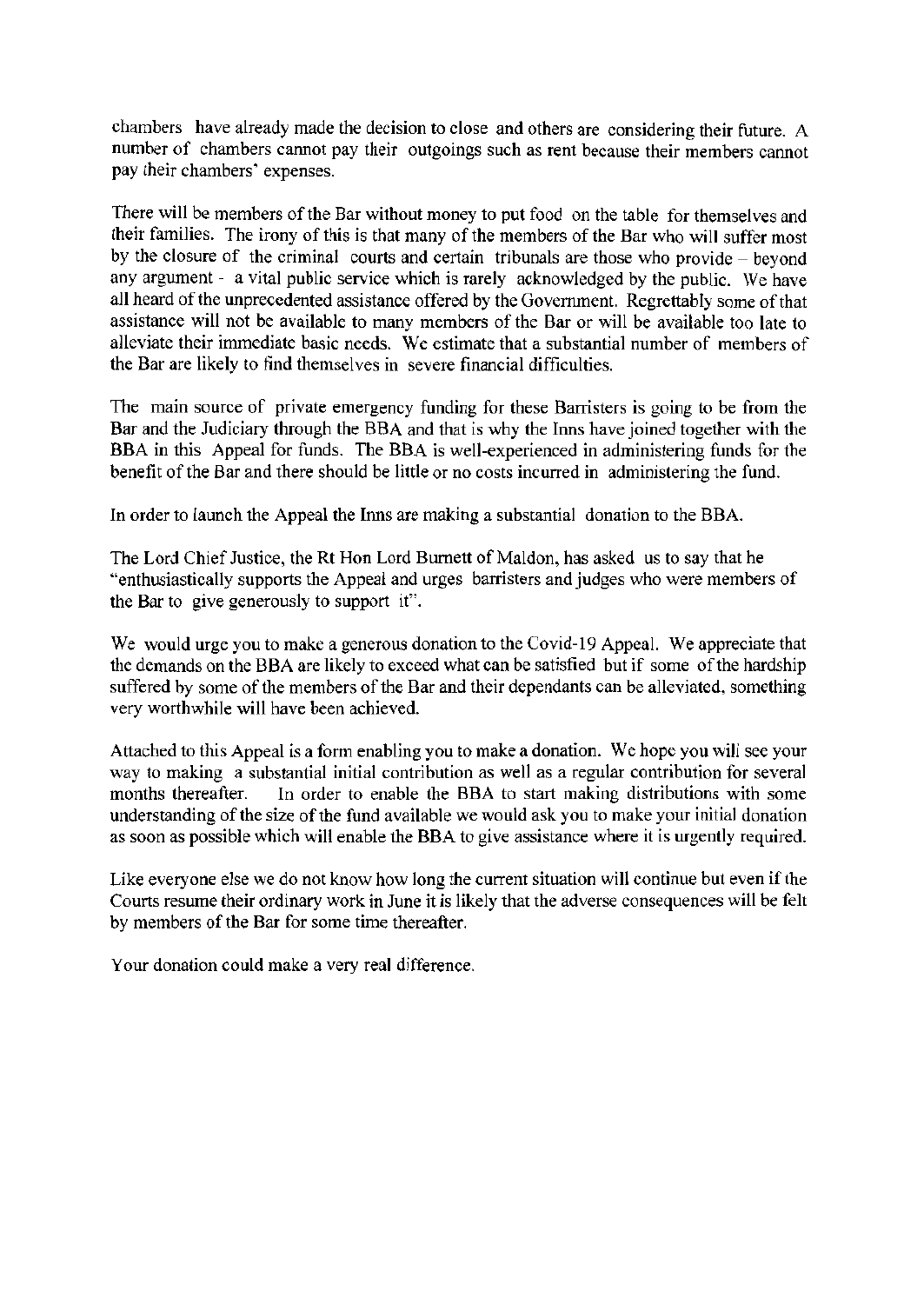chambers have already made the decision to close and others are considering their future. A number of chambers cannot pay their outgoings such as rent because their members cannot pay their chambers' expenses.

There will be members of the Bar without money to put food on the table for themselves and their families. The irony of this is that many of the members of the Bar who will suffer most by the closure of the criminal courts and certain tribunals are those who provide – beyond any argument - a vital public service which is rarely acknowledged by the public. We have all heard of the unprecedented assistance offered by the Government. Regrettably some of that assistance will not be available to many members of the Bar or will be available too late to alleviate their immediate basic needs. We estimate that a substantial number of members of the Bar are likely to find themselves in severe financial difficulties.

The main source of private emergency funding for these Barristers is going to be from the Bar and the Judiciary through the BBA and that is why the Inns have joined together with the BBA in this Appeal for funds. The BBA is well-experienced in administering funds for the benefit of the Bar and there should be little or no costs incurred in administering the fund.

In order to launch the Appeal the Inns are making a substantial donation to the BBA.

The Lord Chief Justice, the Rt Hon Lord Burnett of Maldon, has asked us to say that he "enthusiastically supports the Appeal and urges barristers and judges who were members of the Bar to give generously to support it".

We would urge you to make a generous donation to the Covid-19 Appeal. We appreciate that the demands on the BBA are likely to exceed what can be satisfied but if some of the hardship suffered by some of the members of the Bar and their dependants can be alleviated, something very worthwhile will have been achieved.

Attached to this Appeal is a form enabling you to make a donation. We hope you will see your way to making a substantial initial contribution as well as a regular contribution for several months thereafter. In order to enable the BBA to start making distributions with some understanding of the size of the fund available we would ask you to make your initial donation as soon as possible which will enable the BBA to give assistance where it is urgently required.

Like everyone else we do not know how long the current situation will continue but even if the Courts resume their ordinary work in June it is likely that the adverse consequences will be felt by members of the Bar for some time thereafter.

Your donation could make a very real difference.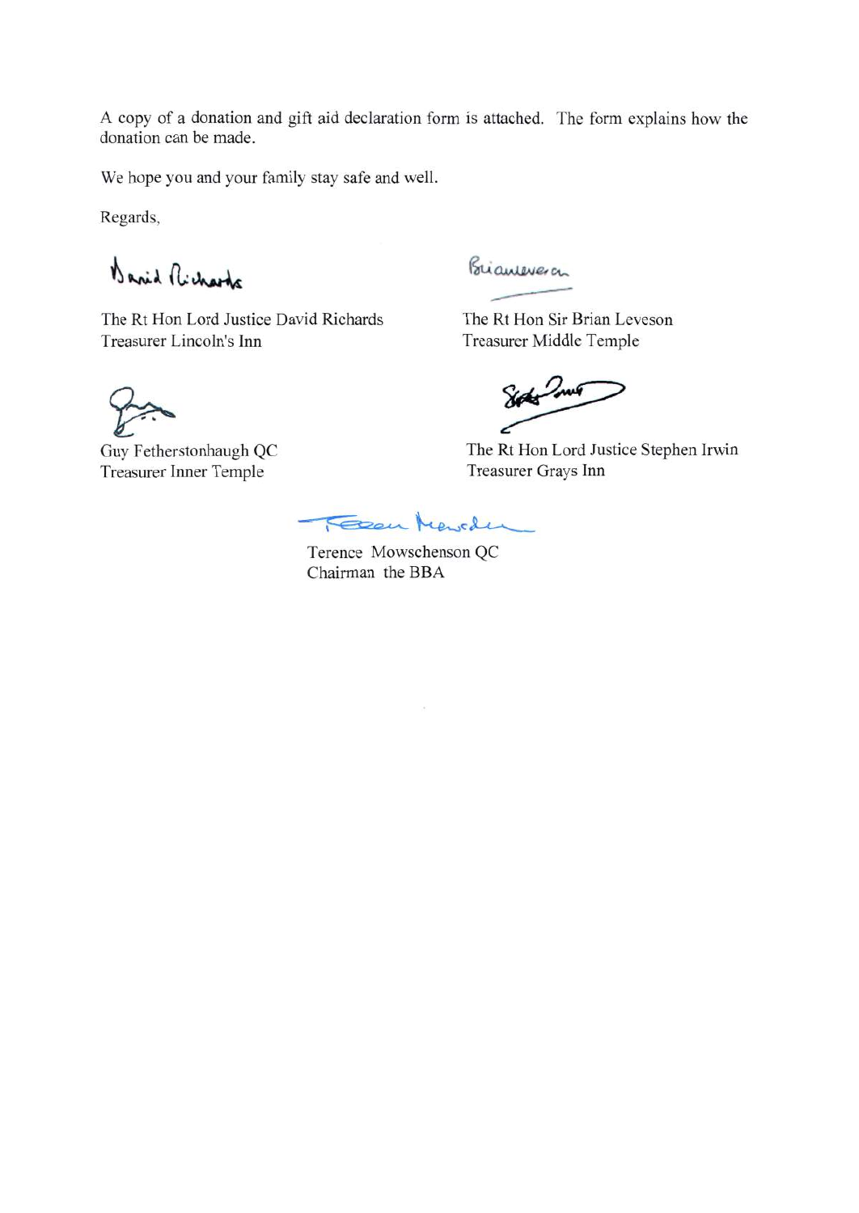A copy of a donation and gift aid declaration form is attached. The form explains how the donation can be made.

We hope you and your family stay safe and well.

Regards,

The Rt Hon Lord Justice David Richards
Treasurer Lincoln's Inn

The Rt Hon Sir Brian Leveson
Treasurer Middle Temple

Guy Fetherstonhaugh QC
Treasurer Inner Temple

The Rt Hon Lord Justice Stephen Irwin
Treasurer Grays Inn

Terence Mowschenson QC
Chairman the BBA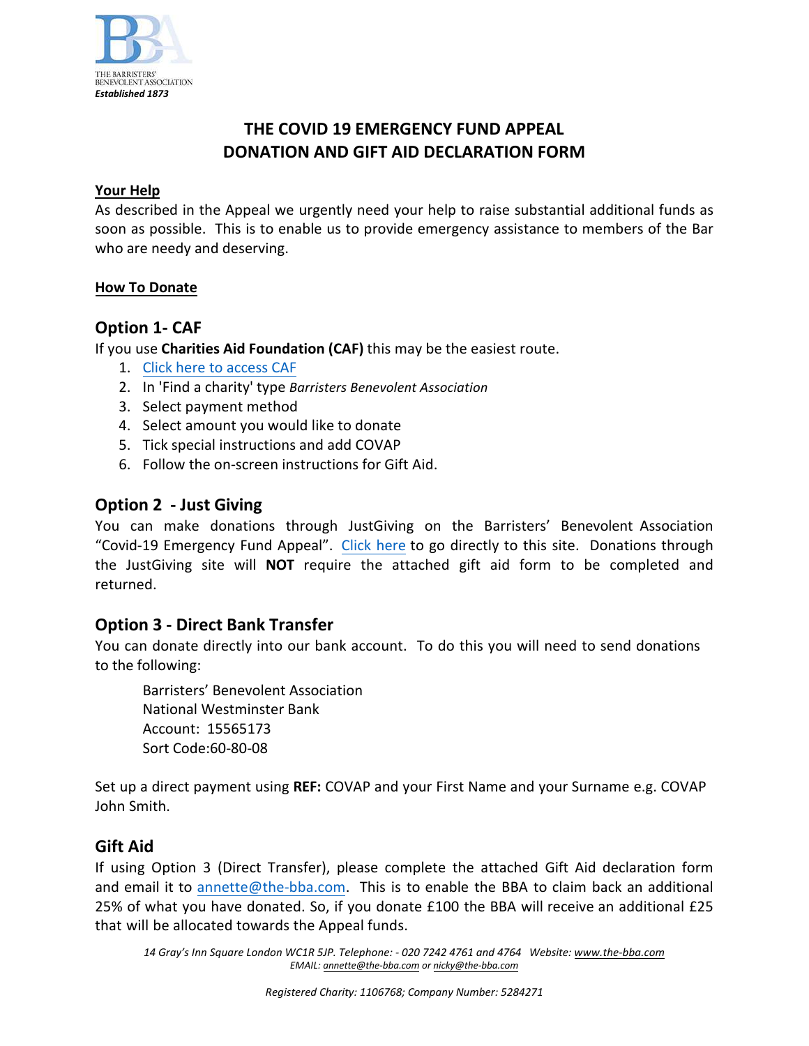THE BARRISTERS' BENEVOLENT ASSOCIATION
*Established 1873*

# THE COVID 19 EMERGENCY FUND APPEAL
# DONATION AND GIFT AID DECLARATION FORM

**Your Help**

As described in the Appeal we urgently need your help to raise substantial additional funds as soon as possible. This is to enable us to provide emergency assistance to members of the Bar who are needy and deserving.

**How To Donate**

## Option 1- CAF

If you use **Charities Aid Foundation (CAF)** this may be the easiest route.

1. Click here to access CAF
2. In 'Find a charity' type *Barristers Benevolent Association*
3. Select payment method
4. Select amount you would like to donate
5. Tick special instructions and add COVAP
6. Follow the on-screen instructions for Gift Aid.

## Option 2 - Just Giving

You can make donations through JustGiving on the Barristers' Benevolent Association "Covid-19 Emergency Fund Appeal". Click here to go directly to this site. Donations through the JustGiving site will **NOT** require the attached gift aid form to be completed and returned.

## Option 3 - Direct Bank Transfer

You can donate directly into our bank account. To do this you will need to send donations to the following:

Barristers' Benevolent Association
National Westminster Bank
Account: 15565173
Sort Code:60-80-08

Set up a direct payment using **REF:** COVAP and your First Name and your Surname e.g. COVAP John Smith.

## Gift Aid

If using Option 3 (Direct Transfer), please complete the attached Gift Aid declaration form and email it to annette@the-bba.com. This is to enable the BBA to claim back an additional 25% of what you have donated. So, if you donate £100 the BBA will receive an additional £25 that will be allocated towards the Appeal funds.

*14 Gray's Inn Square London WC1R 5JP. Telephone: - 020 7242 4761 and 4764 Website: www.the-bba.com*
*EMAIL: annette@the-bba.com or nicky@the-bba.com*

*Registered Charity: 1106768; Company Number: 5284271*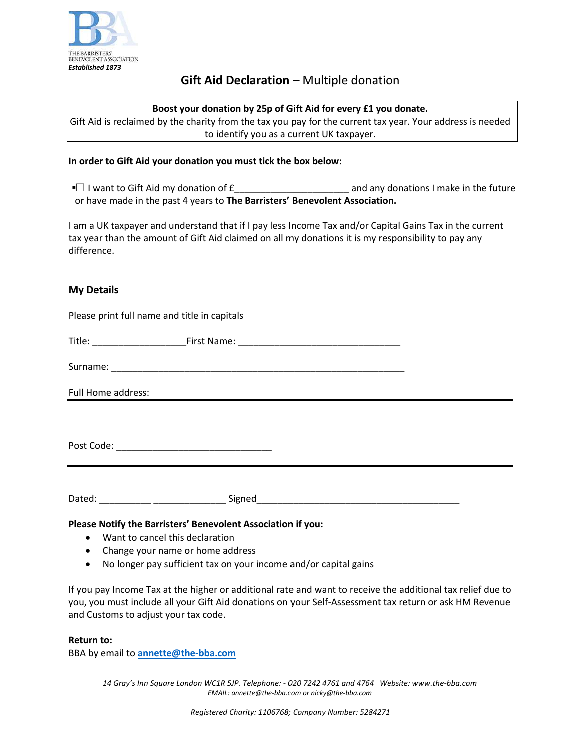THE BARRISTERS' BENEVOLENT ASSOCIATION
*Established 1873*

## **Gift Aid Declaration –** Multiple donation

**Boost your donation by 25p of Gift Aid for every £1 you donate.**
Gift Aid is reclaimed by the charity from the tax you pay for the current tax year. Your address is needed to identify you as a current UK taxpayer.

**In order to Gift Aid your donation you must tick the box below:**

☐ I want to Gift Aid my donation of £_____________________ and any donations I make in the future or have made in the past 4 years to **The Barristers' Benevolent Association.**

I am a UK taxpayer and understand that if I pay less Income Tax and/or Capital Gains Tax in the current tax year than the amount of Gift Aid claimed on all my donations it is my responsibility to pay any difference.

### My Details

Please print full name and title in capitals

Title: _________________First Name: _______________________________

Surname: ________________________________________________________

Full Home address:

Post Code: ______________________________

Dated: __________ ______________ Signed_______________________________________

**Please Notify the Barristers' Benevolent Association if you:**

- Want to cancel this declaration
- Change your name or home address
- No longer pay sufficient tax on your income and/or capital gains

If you pay Income Tax at the higher or additional rate and want to receive the additional tax relief due to you, you must include all your Gift Aid donations on your Self-Assessment tax return or ask HM Revenue and Customs to adjust your tax code.

**Return to:**
BBA by email to **annette@the-bba.com**

*14 Gray's Inn Square London WC1R 5JP. Telephone: - 020 7242 4761 and 4764 Website: www.the-bba.com*
*EMAIL: annette@the-bba.com or nicky@the-bba.com*

*Registered Charity: 1106768; Company Number: 5284271*